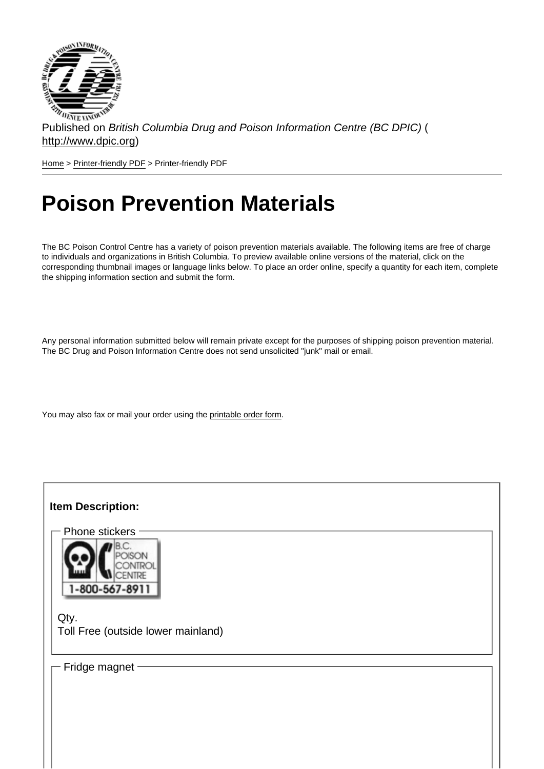Published on *British Columbia Drug and Poison Information Centre (BC DPIC)* (http://www.dpic.org)

Home > Printer-friendly PDF > Printer-friendly PDF

# Poison Prevention Materials

The BC Poison Control Centre has a variety of poison prevention materials available. The following items are free of charge to individuals and organizations in British Columbia. To preview available online versions of the material, click on the corresponding thumbnail images or language links below. To place an order online, specify a quantity for each item, complete the shipping information section and submit the form.

Any personal information submitted below will remain private except for the purposes of shipping poison prevention material. The BC Drug and Poison Information Centre does not send unsolicited "junk" mail or email.

You may also fax or mail your order using the printable order form.

**Item Description:**

Phone stickers

B.C. POISON CONTROL CENTRE
1-800-567-8911

Qty.
Toll Free (outside lower mainland)

Fridge magnet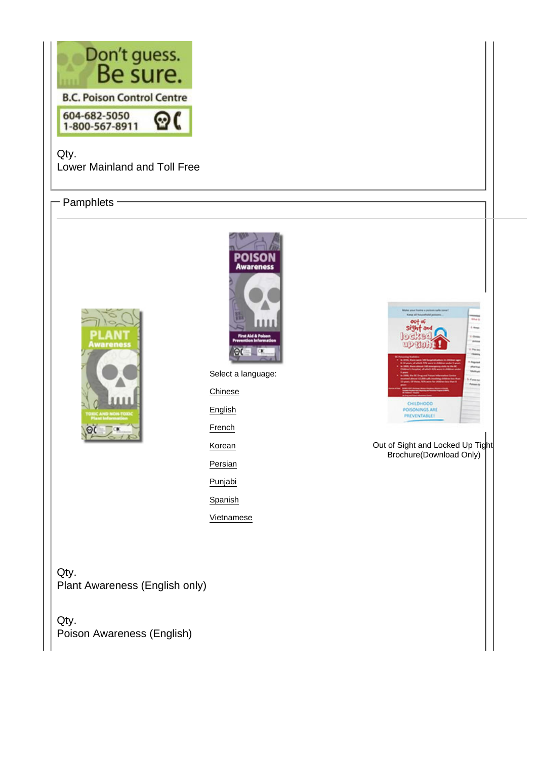Don't guess. Be sure.

B.C. Poison Control Centre

604-682-5050
1-800-567-8911

Qty.
Lower Mainland and Toll Free

## Pamphlets

Select a language:

Chinese

English

French

Korean

Persian

Punjabi

Spanish

Vietnamese

Out of Sight and Locked Up Tight Brochure(Download Only)

Qty.
Plant Awareness (English only)

Qty.
Poison Awareness (English)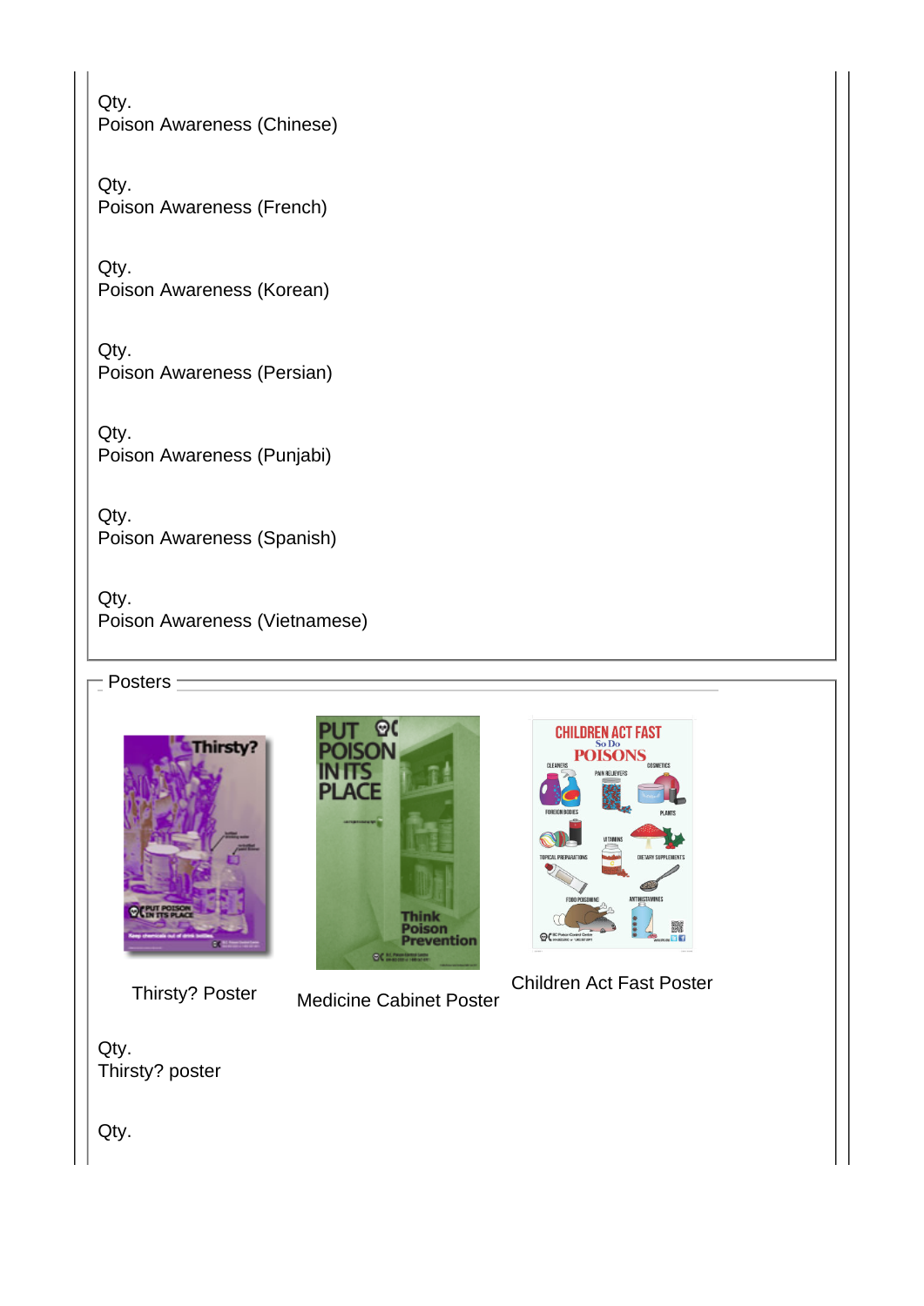Qty.
Poison Awareness (Chinese)

Qty.
Poison Awareness (French)

Qty.
Poison Awareness (Korean)

Qty.
Poison Awareness (Persian)

Qty.
Poison Awareness (Punjabi)

Qty.
Poison Awareness (Spanish)

Qty.
Poison Awareness (Vietnamese)

## Posters

Thirsty? Poster

Medicine Cabinet Poster

Children Act Fast Poster

Qty.
Thirsty? poster

Qty.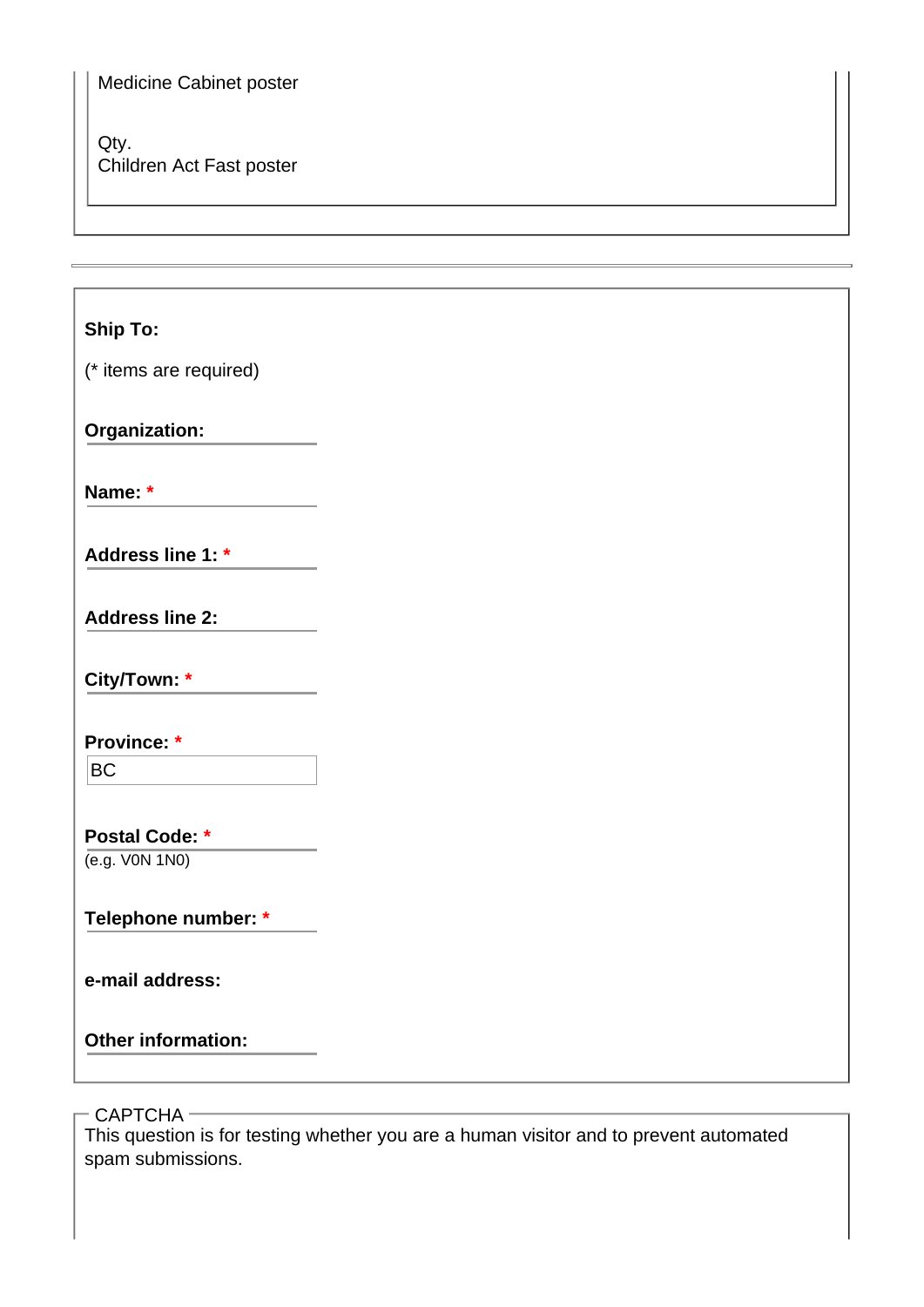Medicine Cabinet poster

Qty.
Children Act Fast poster

---

**Ship To:**

(* items are required)

**Organization:**

**Name:** *

**Address line 1:** *

**Address line 2:**

**City/Town:** *

**Province:** *
BC

**Postal Code:** *
(e.g. V0N 1N0)

**Telephone number:** *

**e-mail address:**

**Other information:**

CAPTCHA

This question is for testing whether you are a human visitor and to prevent automated spam submissions.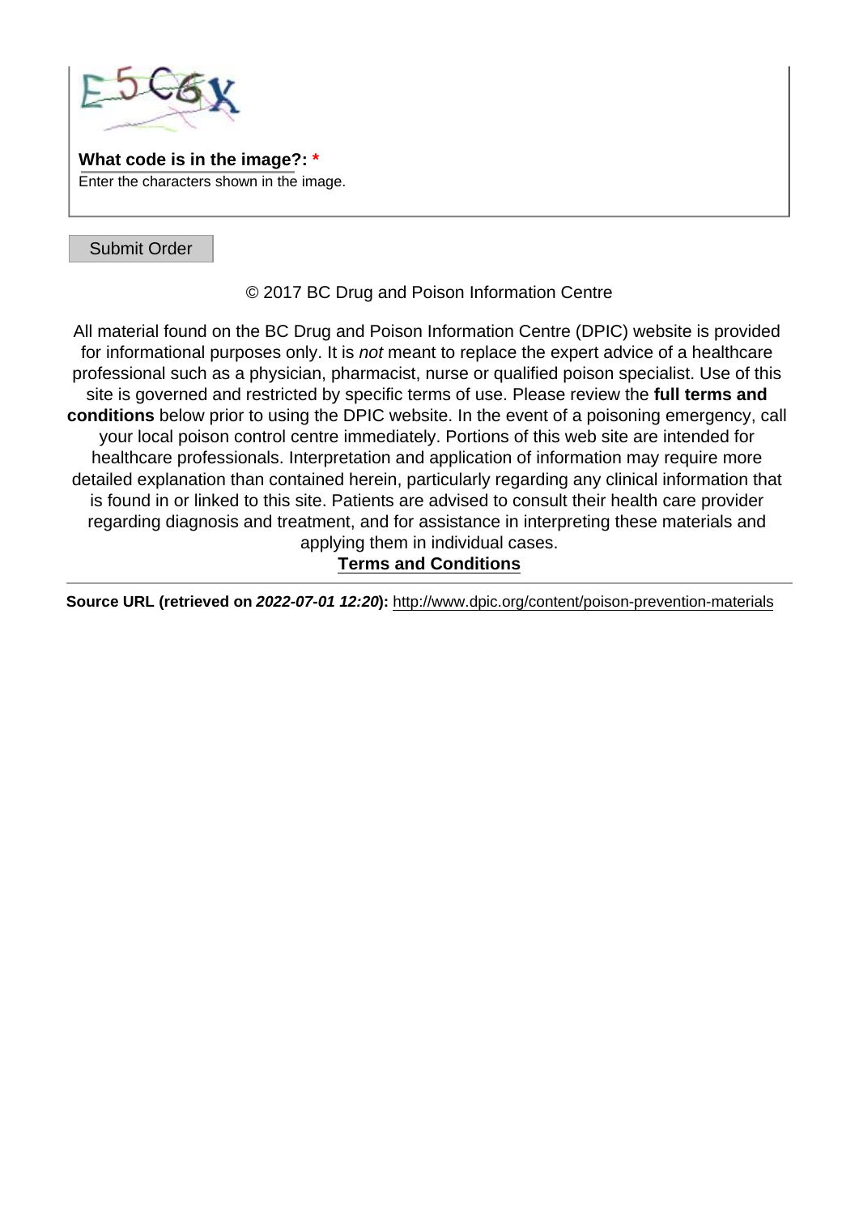**What code is in the image?: ***

Enter the characters shown in the image.

Submit Order

© 2017 BC Drug and Poison Information Centre

All material found on the BC Drug and Poison Information Centre (DPIC) website is provided for informational purposes only. It is *not* meant to replace the expert advice of a healthcare professional such as a physician, pharmacist, nurse or qualified poison specialist. Use of this site is governed and restricted by specific terms of use. Please review the **full terms and conditions** below prior to using the DPIC website. In the event of a poisoning emergency, call your local poison control centre immediately. Portions of this web site are intended for healthcare professionals. Interpretation and application of information may require more detailed explanation than contained herein, particularly regarding any clinical information that is found in or linked to this site. Patients are advised to consult their health care provider regarding diagnosis and treatment, and for assistance in interpreting these materials and applying them in individual cases.

**Terms and Conditions**

---

**Source URL (retrieved on *2022-07-01 12:20*):** http://www.dpic.org/content/poison-prevention-materials